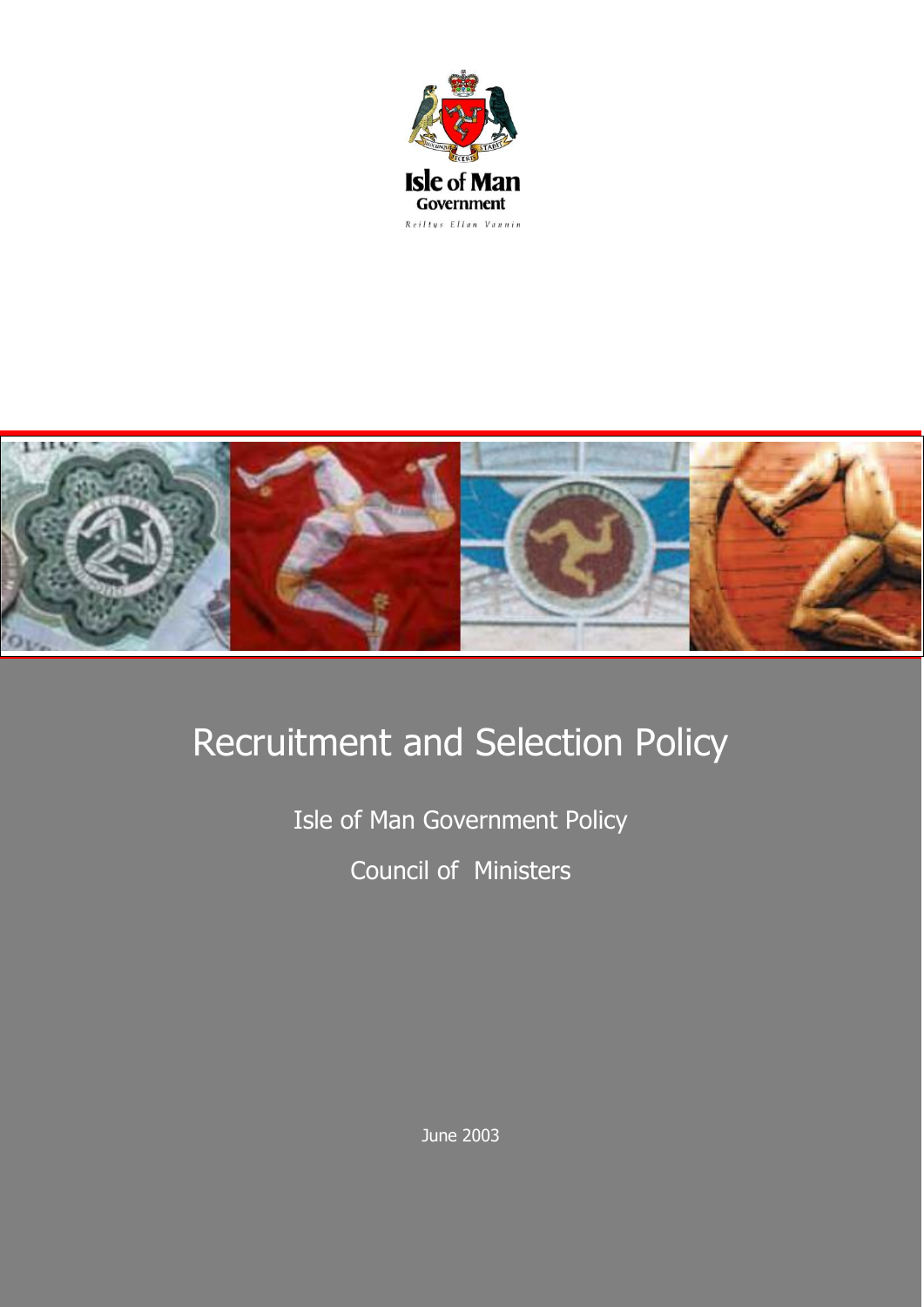Isle of Man
Government
Reiltys Ellan Vannin

# Recruitment and Selection Policy

Isle of Man Government Policy

Council of Ministers

June 2003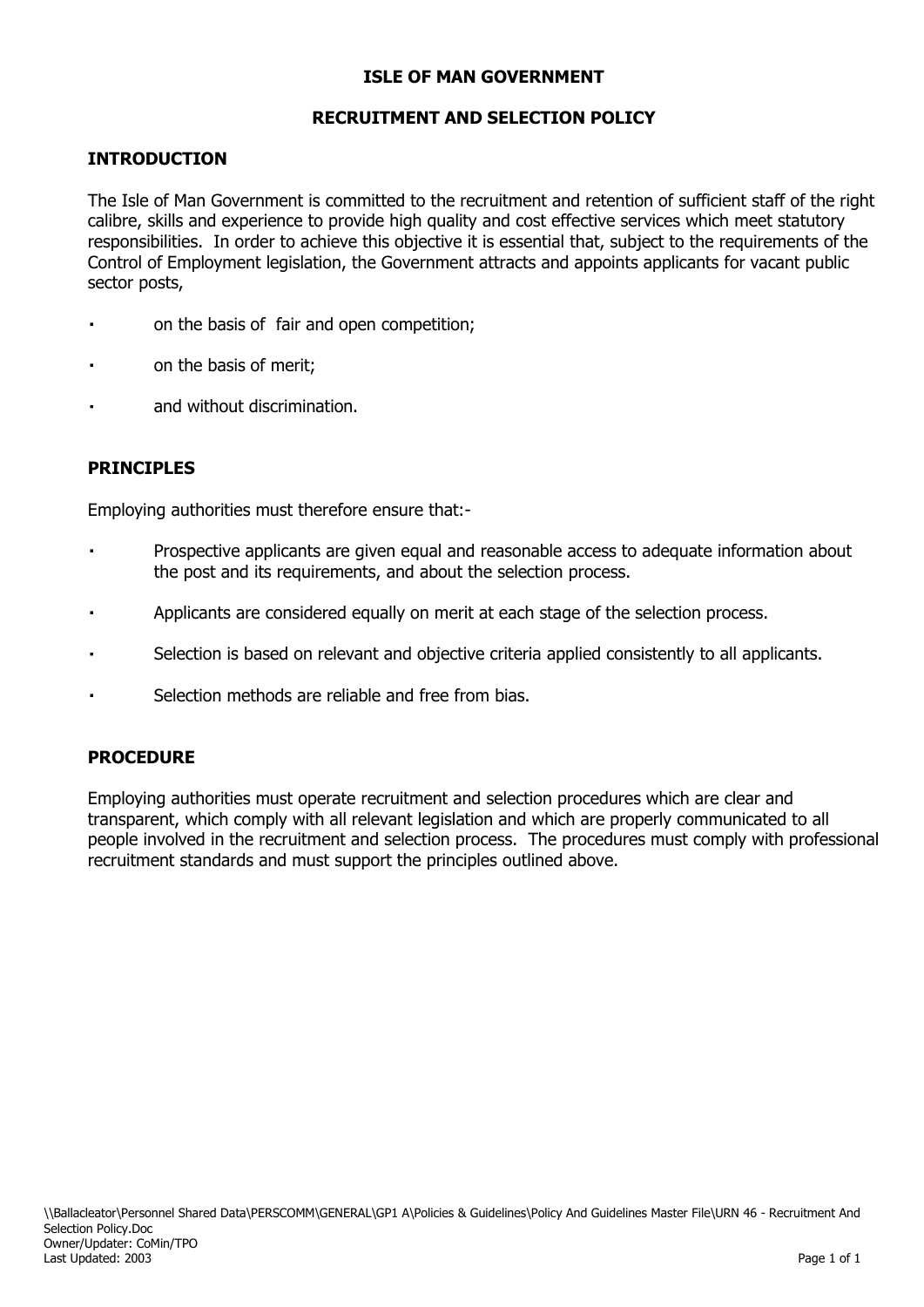# ISLE OF MAN GOVERNMENT

## RECRUITMENT AND SELECTION POLICY

### INTRODUCTION

The Isle of Man Government is committed to the recruitment and retention of sufficient staff of the right calibre, skills and experience to provide high quality and cost effective services which meet statutory responsibilities. In order to achieve this objective it is essential that, subject to the requirements of the Control of Employment legislation, the Government attracts and appoints applicants for vacant public sector posts,

- on the basis of fair and open competition;
- on the basis of merit;
- and without discrimination.

### PRINCIPLES

Employing authorities must therefore ensure that:-

- Prospective applicants are given equal and reasonable access to adequate information about the post and its requirements, and about the selection process.
- Applicants are considered equally on merit at each stage of the selection process.
- Selection is based on relevant and objective criteria applied consistently to all applicants.
- Selection methods are reliable and free from bias.

### PROCEDURE

Employing authorities must operate recruitment and selection procedures which are clear and transparent, which comply with all relevant legislation and which are properly communicated to all people involved in the recruitment and selection process. The procedures must comply with professional recruitment standards and must support the principles outlined above.

\\Ballacleator\Personnel Shared Data\PERSCOMM\GENERAL\GP1 A\Policies & Guidelines\Policy And Guidelines Master File\URN 46 - Recruitment And Selection Policy.Doc
Owner/Updater: CoMin/TPO
Last Updated: 2003